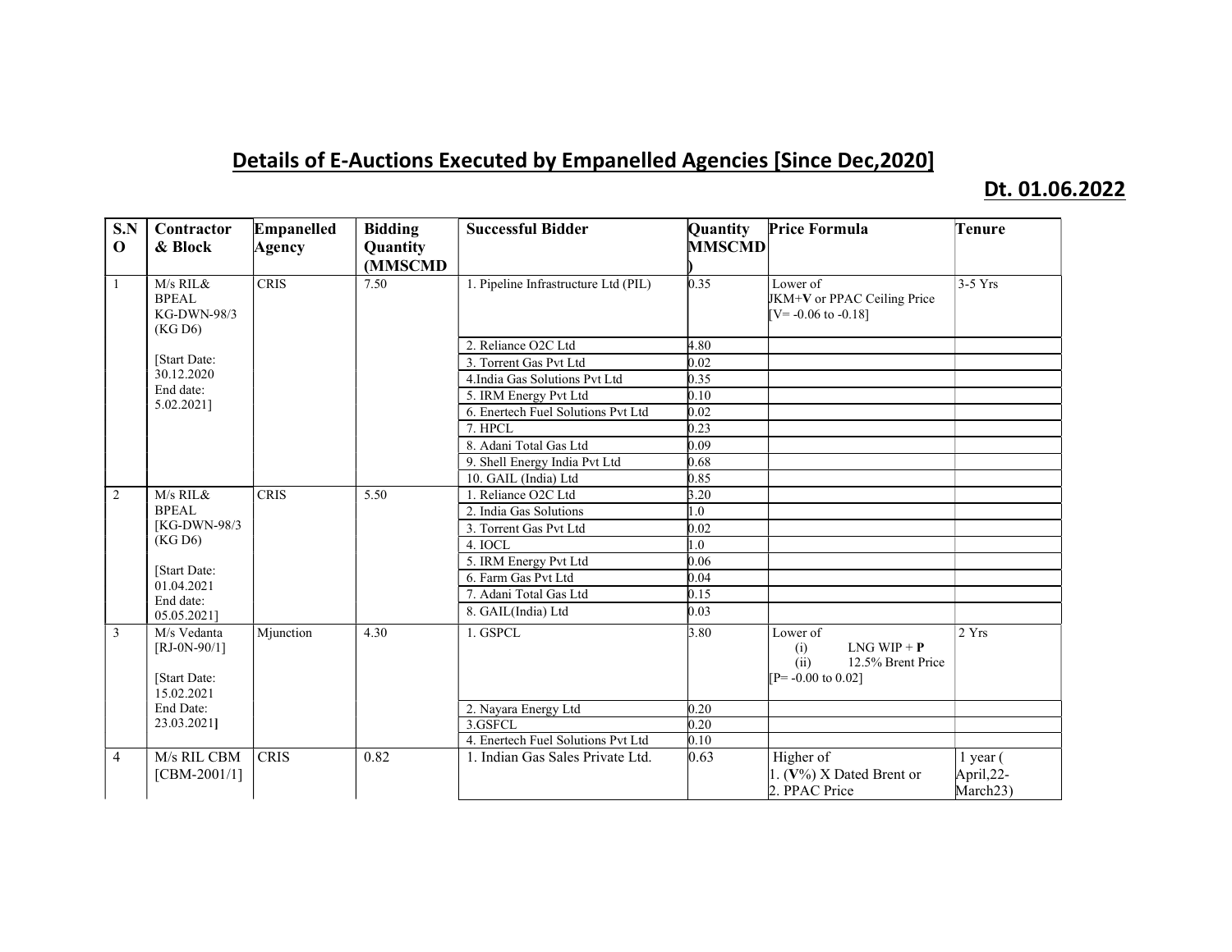## Details of E-Auctions Executed by Empanelled Agencies [Since Dec,2020]

**Dt. 01.06.2022**

| S.NO | Contractor & Block | Empanelled Agency | Bidding Quantity (MMSCMD) | Successful Bidder | Quantity MMSCMD) | Price Formula | Tenure |
|---|---|---|---|---|---|---|---|
| 1 | M/s RIL& BPEAL KG-DWN-98/3 (KG D6) [Start Date: 30.12.2020 End date: 5.02.2021] | CRIS | 7.50 | 1. Pipeline Infrastructure Ltd (PIL) | 0.35 | Lower of JKM+**V** or PPAC Ceiling Price [V= -0.06 to -0.18] | 3-5 Yrs |
| | | | | 2. Reliance O2C Ltd | 4.80 | | |
| | | | | 3. Torrent Gas Pvt Ltd | 0.02 | | |
| | | | | 4.India Gas Solutions Pvt Ltd | 0.35 | | |
| | | | | 5. IRM Energy Pvt Ltd | 0.10 | | |
| | | | | 6. Enertech Fuel Solutions Pvt Ltd | 0.02 | | |
| | | | | 7. HPCL | 0.23 | | |
| | | | | 8. Adani Total Gas Ltd | 0.09 | | |
| | | | | 9. Shell Energy India Pvt Ltd | 0.68 | | |
| | | | | 10. GAIL (India) Ltd | 0.85 | | |
| 2 | M/s RIL& BPEAL [KG-DWN-98/3 (KG D6) [Start Date: 01.04.2021 End date: 05.05.2021] | CRIS | 5.50 | 1. Reliance O2C Ltd | 3.20 | | |
| | | | | 2. India Gas Solutions | 1.0 | | |
| | | | | 3. Torrent Gas Pvt Ltd | 0.02 | | |
| | | | | 4. IOCL | 1.0 | | |
| | | | | 5. IRM Energy Pvt Ltd | 0.06 | | |
| | | | | 6. Farm Gas Pvt Ltd | 0.04 | | |
| | | | | 7. Adani Total Gas Ltd | 0.15 | | |
| | | | | 8. GAIL(India) Ltd | 0.03 | | |
| 3 | M/s Vedanta [RJ-0N-90/1] [Start Date: 15.02.2021 End Date: 23.03.2021**]** | Mjunction | 4.30 | 1. GSPCL | 3.80 | Lower of (i) LNG WIP + **P** (ii) 12.5% Brent Price [P= -0.00 to 0.02] | 2 Yrs |
| | | | | 2. Nayara Energy Ltd | 0.20 | | |
| | | | | 3.GSFCL | 0.20 | | |
| | | | | 4. Enertech Fuel Solutions Pvt Ltd | 0.10 | | |
| 4 | M/s RIL CBM [CBM-2001/1] | CRIS | 0.82 | 1. Indian Gas Sales Private Ltd. | 0.63 | Higher of 1. (**V**%) X Dated Brent or 2. PPAC Price | 1 year (April,22-March23) |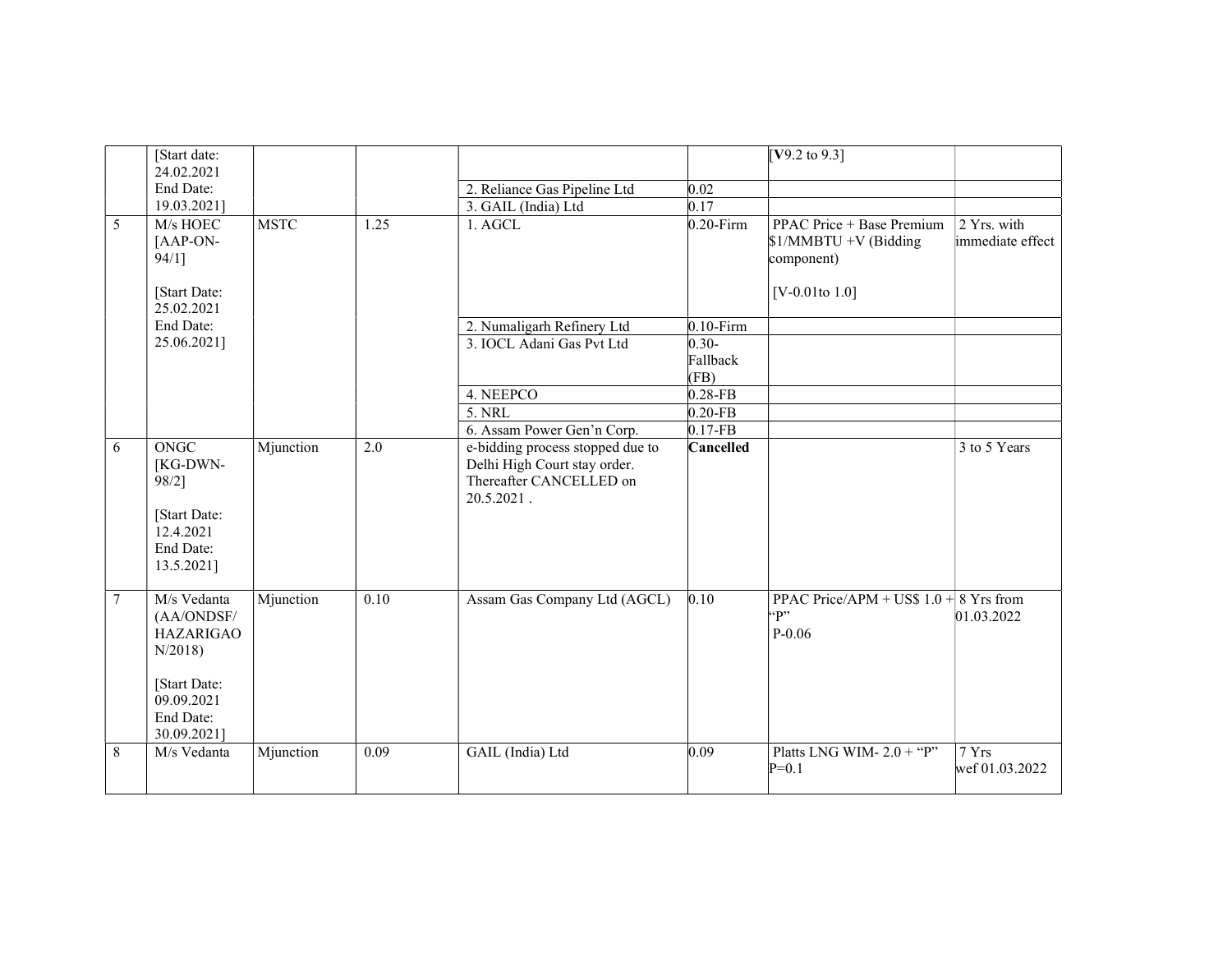| | | | | | | | |
|---|---|---|---|---|---|---|---|
| | [Start date: 24.02.2021 End Date: 19.03.2021] | | | | | [**V**9.2 to 9.3] | |
| | | | | 2. Reliance Gas Pipeline Ltd | 0.02 | | |
| | | | | 3. GAIL (India) Ltd | 0.17 | | |
| 5 | M/s HOEC [AAP-ON-94/1]<br><br>[Start Date: 25.02.2021 End Date: 25.06.2021] | MSTC | 1.25 | 1. AGCL | 0.20-Firm | PPAC Price + Base Premium $1/MMBTU +V (Bidding component)<br><br>[V-0.01to 1.0] | 2 Yrs. with immediate effect |
| | | | | 2. Numaligarh Refinery Ltd | 0.10-Firm | | |
| | | | | 3. IOCL Adani Gas Pvt Ltd | 0.30-Fallback (FB) | | |
| | | | | 4. NEEPCO | 0.28-FB | | |
| | | | | 5. NRL | 0.20-FB | | |
| | | | | 6. Assam Power Gen'n Corp. | 0.17-FB | | |
| 6 | ONGC [KG-DWN-98/2]<br><br>[Start Date: 12.4.2021 End Date: 13.5.2021] | Mjunction | 2.0 | e-bidding process stopped due to Delhi High Court stay order. Thereafter CANCELLED on 20.5.2021 . | **Cancelled** | | 3 to 5 Years |
| 7 | M/s Vedanta (AA/ONDSF/HAZARIGAON/2018)<br><br>[Start Date: 09.09.2021 End Date: 30.09.2021] | Mjunction | 0.10 | Assam Gas Company Ltd (AGCL) | 0.10 | PPAC Price/APM + US$ 1.0 + "P"<br>P-0.06 | 8 Yrs from 01.03.2022 |
| 8 | M/s Vedanta | Mjunction | 0.09 | GAIL (India) Ltd | 0.09 | Platts LNG WIM- 2.0 + "P"<br>P=0.1 | 7 Yrs wef 01.03.2022 |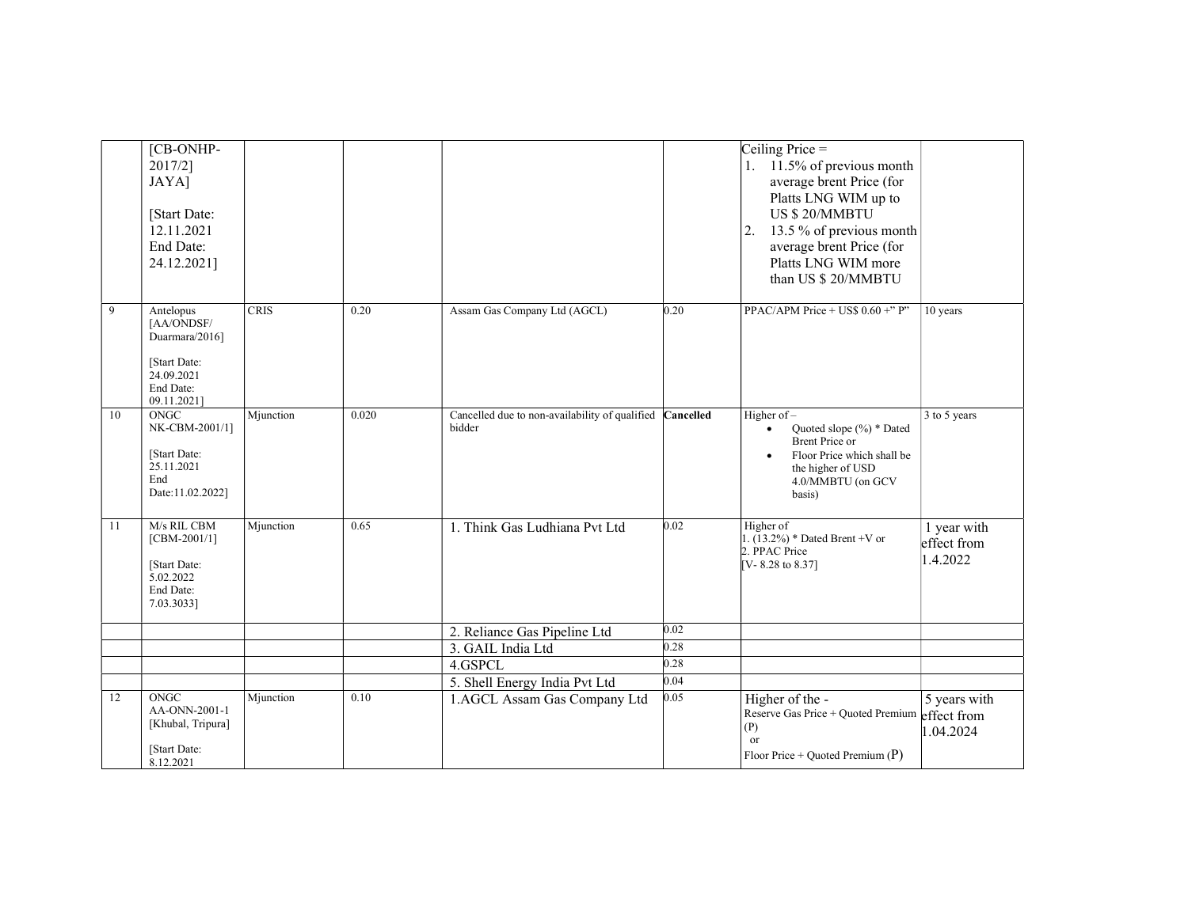| | | | | | | | |
|---|---|---|---|---|---|---|---|
| | [CB-ONHP-2017/2] JAYA]<br><br>[Start Date: 12.11.2021 End Date: 24.12.2021] | | | | | Ceiling Price =<br>1. 11.5% of previous month average brent Price (for Platts LNG WIM up to US $ 20/MMBTU<br>2. 13.5 % of previous month average brent Price (for Platts LNG WIM more than US $ 20/MMBTU | |
| 9 | Antelopus [AA/ONDSF/ Duarmara/2016]<br><br>[Start Date: 24.09.2021 End Date: 09.11.2021] | CRIS | 0.20 | Assam Gas Company Ltd (AGCL) | 0.20 | PPAC/APM Price + US$ 0.60 +" P" | 10 years |
| 10 | ONGC NK-CBM-2001/1]<br><br>[Start Date: 25.11.2021 End Date:11.02.2022] | Mjunction | 0.020 | Cancelled due to non-availability of qualified bidder | **Cancelled** | Higher of –<br>• Quoted slope (%) * Dated Brent Price or<br>• Floor Price which shall be the higher of USD 4.0/MMBTU (on GCV basis) | 3 to 5 years |
| 11 | M/s RIL CBM [CBM-2001/1]<br><br>[Start Date: 5.02.2022 End Date: 7.03.3033] | Mjunction | 0.65 | 1. Think Gas Ludhiana Pvt Ltd | 0.02 | Higher of<br>1. (13.2%) * Dated Brent +V or<br>2. PPAC Price<br>[V- 8.28 to 8.37] | 1 year with effect from 1.4.2022 |
| | | | | 2. Reliance Gas Pipeline Ltd | 0.02 | | |
| | | | | 3. GAIL India Ltd | 0.28 | | |
| | | | | 4.GSPCL | 0.28 | | |
| | | | | 5. Shell Energy India Pvt Ltd | 0.04 | | |
| 12 | ONGC AA-ONN-2001-1 [Khubal, Tripura]<br><br>[Start Date: 8.12.2021 | Mjunction | 0.10 | 1.AGCL Assam Gas Company Ltd | 0.05 | Higher of the -<br>Reserve Gas Price + Quoted Premium (P)<br>or<br>Floor Price + Quoted Premium (P) | 5 years with effect from 1.04.2024 |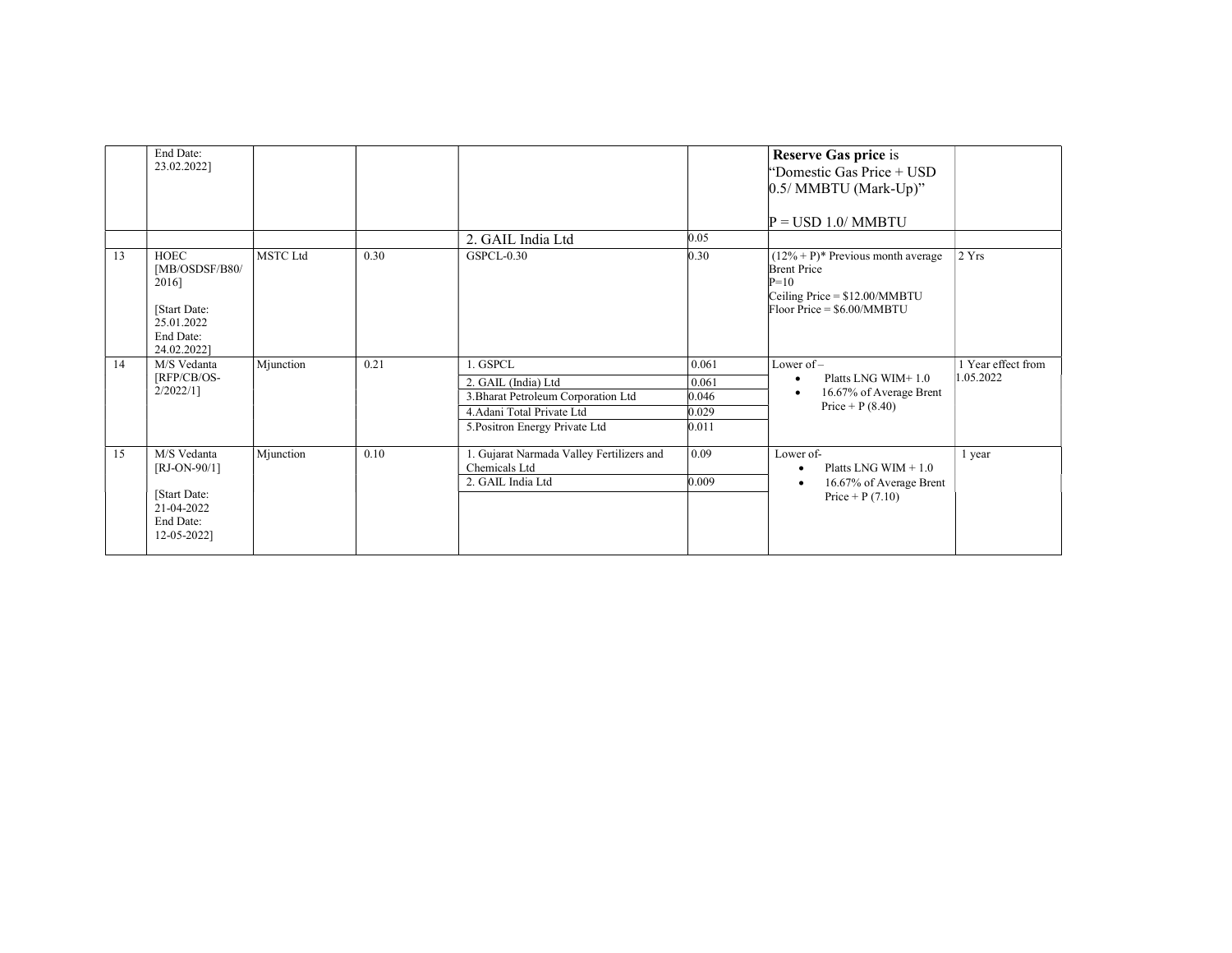| | | | | | | | |
|---|---|---|---|---|---|---|---|
| | End Date: 23.02.2022] | | | | | **Reserve Gas price** is "Domestic Gas Price + USD 0.5/ MMBTU (Mark-Up)"<br><br>P = USD 1.0/ MMBTU | |
| | | | | 2. GAIL India Ltd | 0.05 | | |
| 13 | HOEC [MB/OSDSF/B80/ 2016]<br><br>[Start Date: 25.01.2022 End Date: 24.02.2022] | MSTC Ltd | 0.30 | GSPCL-0.30 | 0.30 | (12% + P)* Previous month average Brent Price<br>P=10<br>Ceiling Price = $12.00/MMBTU<br>Floor Price = $6.00/MMBTU | 2 Yrs |
| 14 | M/S Vedanta [RFP/CB/OS-2/2022/1] | Mjunction | 0.21 | 1. GSPCL<br>2. GAIL (India) Ltd<br>3.Bharat Petroleum Corporation Ltd<br>4.Adani Total Private Ltd<br>5.Positron Energy Private Ltd | 0.061<br>0.061<br>0.046<br>0.029<br>0.011 | Lower of –<br>• Platts LNG WIM+ 1.0<br>• 16.67% of Average Brent Price + P (8.40) | 1 Year effect from 1.05.2022 |
| 15 | M/S Vedanta [RJ-ON-90/1]<br><br>[Start Date: 21-04-2022 End Date: 12-05-2022] | Mjunction | 0.10 | 1. Gujarat Narmada Valley Fertilizers and Chemicals Ltd<br>2. GAIL India Ltd | 0.09<br>0.009 | Lower of-<br>• Platts LNG WIM + 1.0<br>• 16.67% of Average Brent Price + P (7.10) | 1 year |